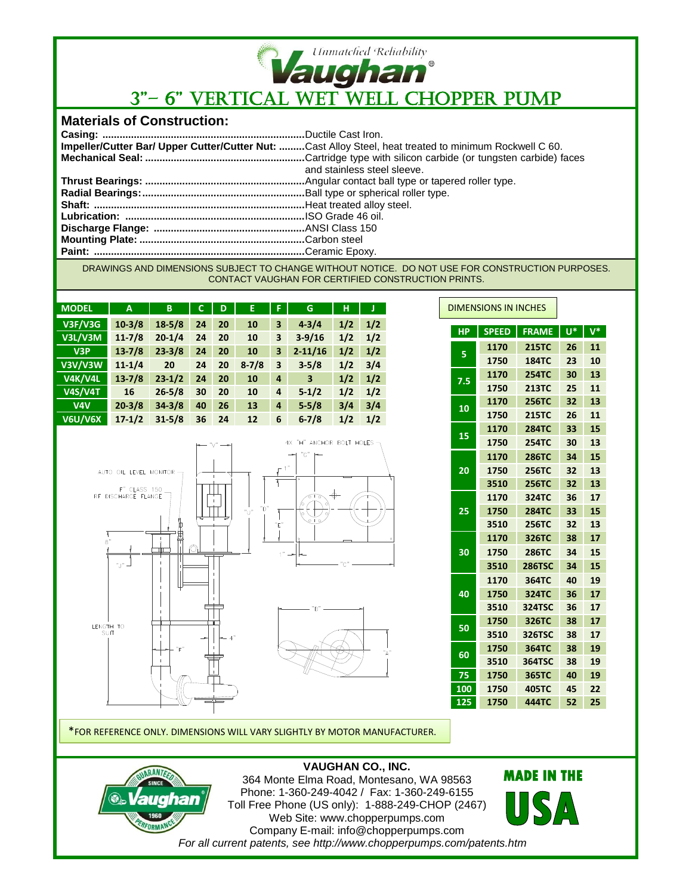Unmatched Reliability

**Vaughan®**

# 3"– 6" VERTICAL WET WELL CHOPPER PUMP

## Materials of Construction:

**Casing:** ......................................................................Ductile Cast Iron.
**Impeller/Cutter Bar/ Upper Cutter/Cutter Nut:** .........Cast Alloy Steel, heat treated to minimum Rockwell C 60.
**Mechanical Seal:** .......................................................Cartridge type with silicon carbide (or tungsten carbide) faces and stainless steel sleeve.
**Thrust Bearings:** .......................................................Angular contact ball type or tapered roller type.
**Radial Bearings:**........................................................Ball type or spherical roller type.
**Shaft:** .........................................................................Heat treated alloy steel.
**Lubrication:** ..............................................................ISO Grade 46 oil.
**Discharge Flange:** ....................................................ANSI Class 150
**Mounting Plate:** ........................................................Carbon steel
**Paint:** .........................................................................Ceramic Epoxy.

DRAWINGS AND DIMENSIONS SUBJECT TO CHANGE WITHOUT NOTICE. DO NOT USE FOR CONSTRUCTION PURPOSES. CONTACT VAUGHAN FOR CERTIFIED CONSTRUCTION PRINTS.

| MODEL | A | B | C | D | E | F | G | H | J |
|---|---|---|---|---|---|---|---|---|---|
| V3F/V3G | 10-3/8 | 18-5/8 | 24 | 20 | 10 | 3 | 4-3/4 | 1/2 | 1/2 |
| V3L/V3M | 11-7/8 | 20-1/4 | 24 | 20 | 10 | 3 | 3-9/16 | 1/2 | 1/2 |
| V3P | 13-7/8 | 23-3/8 | 24 | 20 | 10 | 3 | 2-11/16 | 1/2 | 1/2 |
| V3V/V3W | 11-1/4 | 20 | 24 | 20 | 8-7/8 | 3 | 3-5/8 | 1/2 | 3/4 |
| V4K/V4L | 13-7/8 | 23-1/2 | 24 | 20 | 10 | 4 | 3 | 1/2 | 1/2 |
| V4S/V4T | 16 | 26-5/8 | 30 | 20 | 10 | 4 | 5-1/2 | 1/2 | 1/2 |
| V4V | 20-3/8 | 34-3/8 | 40 | 26 | 13 | 4 | 5-5/8 | 3/4 | 3/4 |
| V6U/V6X | 17-1/2 | 31-5/8 | 36 | 24 | 12 | 6 | 6-7/8 | 1/2 | 1/2 |

DIMENSIONS IN INCHES

| HP | SPEED | FRAME | U* | V* |
|---|---|---|---|---|
| 5 | 1170 | 215TC | 26 | 11 |
| | 1750 | 184TC | 23 | 10 |
| 7.5 | 1170 | 254TC | 30 | 13 |
| | 1750 | 213TC | 25 | 11 |
| 10 | 1170 | 256TC | 32 | 13 |
| | 1750 | 215TC | 26 | 11 |
| 15 | 1170 | 284TC | 33 | 15 |
| | 1750 | 254TC | 30 | 13 |
| 20 | 1170 | 286TC | 34 | 15 |
| | 1750 | 256TC | 32 | 13 |
| | 3510 | 256TC | 32 | 13 |
| 25 | 1170 | 324TC | 36 | 17 |
| | 1750 | 284TC | 33 | 15 |
| | 3510 | 256TC | 32 | 13 |
| 30 | 1170 | 326TC | 38 | 17 |
| | 1750 | 286TC | 34 | 15 |
| | 3510 | 286TSC | 34 | 15 |
| 40 | 1170 | 364TC | 40 | 19 |
| | 1750 | 324TC | 36 | 17 |
| | 3510 | 324TSC | 36 | 17 |
| 50 | 1750 | 326TC | 38 | 17 |
| | 3510 | 326TSC | 38 | 17 |
| 60 | 1750 | 364TC | 38 | 19 |
| | 3510 | 364TSC | 38 | 19 |
| 75 | 1750 | 365TC | 40 | 19 |
| 100 | 1750 | 405TC | 45 | 22 |
| 125 | 1750 | 444TC | 52 | 25 |

AUTO OIL LEVEL MONITOR

F" CLASS 150 RF DISCHARGE FLANGE

4X "H" ANCHOR BOLT HOLES

LENGTH TO SUIT

*FOR REFERENCE ONLY. DIMENSIONS WILL VARY SLIGHTLY BY MOTOR MANUFACTURER.

**VAUGHAN CO., INC.**
364 Monte Elma Road, Montesano, WA 98563
Phone: 1-360-249-4042 / Fax: 1-360-249-6155
Toll Free Phone (US only): 1-888-249-CHOP (2467)
Web Site: www.chopperpumps.com
Company E-mail: info@chopperpumps.com
*For all current patents, see http://www.chopperpumps.com/patents.htm*

GUARANTEED PERFORMANCE SINCE 1960 Vaughan®

MADE IN THE USA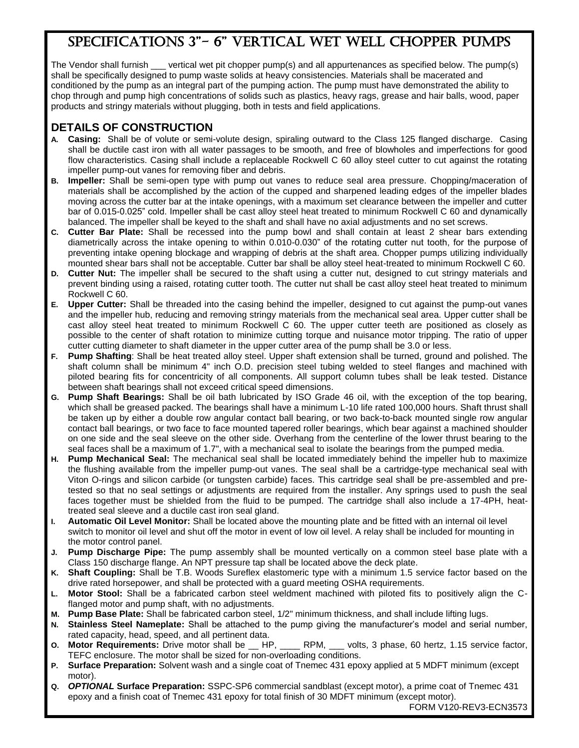# SPECIFICATIONS 3"- 6" VERTICAL WET WELL CHOPPER PUMPS

The Vendor shall furnish ___ vertical wet pit chopper pump(s) and all appurtenances as specified below. The pump(s) shall be specifically designed to pump waste solids at heavy consistencies. Materials shall be macerated and conditioned by the pump as an integral part of the pumping action. The pump must have demonstrated the ability to chop through and pump high concentrations of solids such as plastics, heavy rags, grease and hair balls, wood, paper products and stringy materials without plugging, both in tests and field applications.

## DETAILS OF CONSTRUCTION

- **A. Casing:** Shall be of volute or semi-volute design, spiraling outward to the Class 125 flanged discharge. Casing shall be ductile cast iron with all water passages to be smooth, and free of blowholes and imperfections for good flow characteristics. Casing shall include a replaceable Rockwell C 60 alloy steel cutter to cut against the rotating impeller pump-out vanes for removing fiber and debris.
- **B. Impeller:** Shall be semi-open type with pump out vanes to reduce seal area pressure. Chopping/maceration of materials shall be accomplished by the action of the cupped and sharpened leading edges of the impeller blades moving across the cutter bar at the intake openings, with a maximum set clearance between the impeller and cutter bar of 0.015-0.025" cold. Impeller shall be cast alloy steel heat treated to minimum Rockwell C 60 and dynamically balanced. The impeller shall be keyed to the shaft and shall have no axial adjustments and no set screws.
- **C. Cutter Bar Plate:** Shall be recessed into the pump bowl and shall contain at least 2 shear bars extending diametrically across the intake opening to within 0.010-0.030" of the rotating cutter nut tooth, for the purpose of preventing intake opening blockage and wrapping of debris at the shaft area. Chopper pumps utilizing individually mounted shear bars shall not be acceptable. Cutter bar shall be alloy steel heat-treated to minimum Rockwell C 60.
- **D. Cutter Nut:** The impeller shall be secured to the shaft using a cutter nut, designed to cut stringy materials and prevent binding using a raised, rotating cutter tooth. The cutter nut shall be cast alloy steel heat treated to minimum Rockwell C 60.
- **E. Upper Cutter:** Shall be threaded into the casing behind the impeller, designed to cut against the pump-out vanes and the impeller hub, reducing and removing stringy materials from the mechanical seal area. Upper cutter shall be cast alloy steel heat treated to minimum Rockwell C 60. The upper cutter teeth are positioned as closely as possible to the center of shaft rotation to minimize cutting torque and nuisance motor tripping. The ratio of upper cutter cutting diameter to shaft diameter in the upper cutter area of the pump shall be 3.0 or less.
- **F. Pump Shafting**: Shall be heat treated alloy steel. Upper shaft extension shall be turned, ground and polished. The shaft column shall be minimum 4" inch O.D. precision steel tubing welded to steel flanges and machined with piloted bearing fits for concentricity of all components. All support column tubes shall be leak tested. Distance between shaft bearings shall not exceed critical speed dimensions.
- **G. Pump Shaft Bearings:** Shall be oil bath lubricated by ISO Grade 46 oil, with the exception of the top bearing, which shall be greased packed. The bearings shall have a minimum L-10 life rated 100,000 hours. Shaft thrust shall be taken up by either a double row angular contact ball bearing, or two back-to-back mounted single row angular contact ball bearings, or two face to face mounted tapered roller bearings, which bear against a machined shoulder on one side and the seal sleeve on the other side. Overhang from the centerline of the lower thrust bearing to the seal faces shall be a maximum of 1.7", with a mechanical seal to isolate the bearings from the pumped media.
- **H. Pump Mechanical Seal:** The mechanical seal shall be located immediately behind the impeller hub to maximize the flushing available from the impeller pump-out vanes. The seal shall be a cartridge-type mechanical seal with Viton O-rings and silicon carbide (or tungsten carbide) faces. This cartridge seal shall be pre-assembled and pre-tested so that no seal settings or adjustments are required from the installer. Any springs used to push the seal faces together must be shielded from the fluid to be pumped. The cartridge shall also include a 17-4PH, heat-treated seal sleeve and a ductile cast iron seal gland.
- **I. Automatic Oil Level Monitor:** Shall be located above the mounting plate and be fitted with an internal oil level switch to monitor oil level and shut off the motor in event of low oil level. A relay shall be included for mounting in the motor control panel.
- **J. Pump Discharge Pipe:** The pump assembly shall be mounted vertically on a common steel base plate with a Class 150 discharge flange. An NPT pressure tap shall be located above the deck plate.
- **K. Shaft Coupling:** Shall be T.B. Woods Sureflex elastomeric type with a minimum 1.5 service factor based on the drive rated horsepower, and shall be protected with a guard meeting OSHA requirements.
- **L. Motor Stool:** Shall be a fabricated carbon steel weldment machined with piloted fits to positively align the C-flanged motor and pump shaft, with no adjustments.
- **M. Pump Base Plate:** Shall be fabricated carbon steel, 1/2" minimum thickness, and shall include lifting lugs.
- **N. Stainless Steel Nameplate:** Shall be attached to the pump giving the manufacturer's model and serial number, rated capacity, head, speed, and all pertinent data.
- **O. Motor Requirements:** Drive motor shall be __ HP, ____ RPM, ___ volts, 3 phase, 60 hertz, 1.15 service factor, TEFC enclosure. The motor shall be sized for non-overloading conditions.
- **P. Surface Preparation:** Solvent wash and a single coat of Tnemec 431 epoxy applied at 5 MDFT minimum (except motor).
- **Q. *OPTIONAL* Surface Preparation:** SSPC-SP6 commercial sandblast (except motor), a prime coat of Tnemec 431 epoxy and a finish coat of Tnemec 431 epoxy for total finish of 30 MDFT minimum (except motor).

FORM V120-REV3-ECN3573